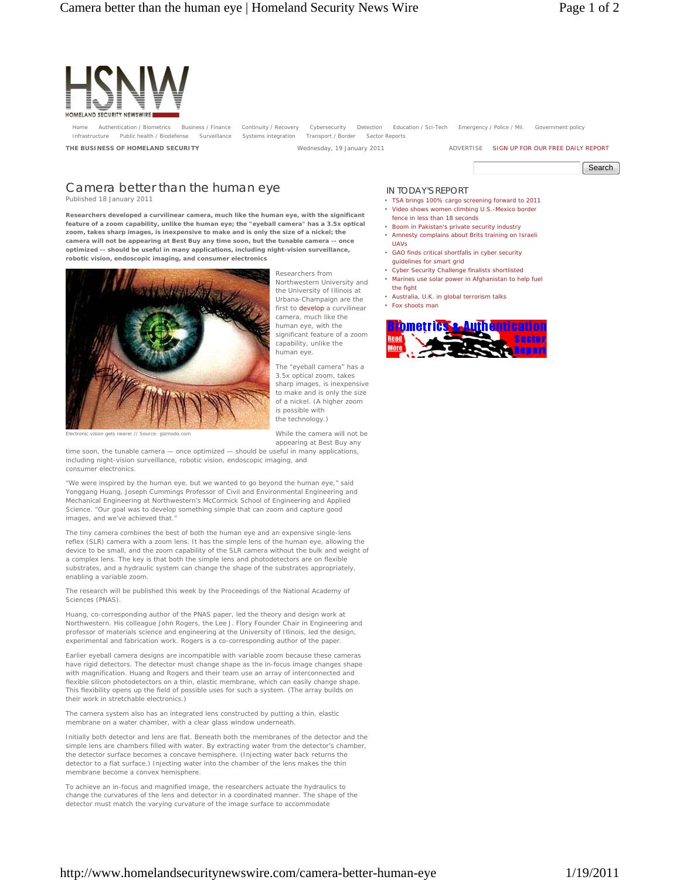HSNW
HOMELAND SECURITY NEWSWIRE

Home | Authentication / Biometrics | Business / Finance | Continuity / Recovery | Cybersecurity | Detection | Education / Sci-Tech | Emergency / Police / Mil. | Government policy | Infrastructure | Public health / Biodefense | Surveillance | Systems integration | Transport / Border | Sector Reports

**THE BUSINESS OF HOMELAND SECURITY** Wednesday, 19 January 2011 ADVERTISE SIGN UP FOR OUR FREE DAILY REPORT

# Camera better than the human eye

Published 18 January 2011

**Researchers developed a curvilinear camera, much like the human eye, with the significant feature of a zoom capability, unlike the human eye; the "eyeball camera" has a 3.5x optical zoom, takes sharp images, is inexpensive to make and is only the size of a nickel; the camera will not be appearing at Best Buy any time soon, but the tunable camera -- once optimized -- should be useful in many applications, including night-vision surveillance, robotic vision, endoscopic imaging, and consumer electronics**

Electronic vision gets nearer // Source: gizmodo.com

Researchers from Northwestern University and the University of Illinois at Urbana-Champaign are the first to develop a curvilinear camera, much like the human eye, with the significant feature of a zoom capability, unlike the human eye.

The "eyeball camera" has a 3.5x optical zoom, takes sharp images, is inexpensive to make and is only the size of a nickel. (A higher zoom is possible with the technology.)

While the camera will not be appearing at Best Buy any time soon, the tunable camera — once optimized — should be useful in many applications, including night-vision surveillance, robotic vision, endoscopic imaging, and consumer electronics.

"We were inspired by the human eye, but we wanted to go beyond the human eye," said Yonggang Huang, Joseph Cummings Professor of Civil and Environmental Engineering and Mechanical Engineering at Northwestern's McCormick School of Engineering and Applied Science. "Our goal was to develop something simple that can zoom and capture good images, and we've achieved that."

The tiny camera combines the best of both the human eye and an expensive single-lens reflex (SLR) camera with a zoom lens. It has the simple lens of the human eye, allowing the device to be small, and the zoom capability of the SLR camera without the bulk and weight of a complex lens. The key is that both the simple lens and photodetectors are on flexible substrates, and a hydraulic system can change the shape of the substrates appropriately, enabling a variable zoom.

The research will be published this week by the Proceedings of the National Academy of Sciences (PNAS).

Huang, co-corresponding author of the PNAS paper, led the theory and design work at Northwestern. His colleague John Rogers, the Lee J. Flory Founder Chair in Engineering and professor of materials science and engineering at the University of Illinois, led the design, experimental and fabrication work. Rogers is a co-corresponding author of the paper.

Earlier eyeball camera designs are incompatible with variable zoom because these cameras have rigid detectors. The detector must change shape as the in-focus image changes shape with magnification. Huang and Rogers and their team use an array of interconnected and flexible silicon photodetectors on a thin, elastic membrane, which can easily change shape. This flexibility opens up the field of possible uses for such a system. (The array builds on their work in stretchable electronics.)

The camera system also has an integrated lens constructed by putting a thin, elastic membrane on a water chamber, with a clear glass window underneath.

Initially both detector and lens are flat. Beneath both the membranes of the detector and the simple lens are chambers filled with water. By extracting water from the detector's chamber, the detector surface becomes a concave hemisphere. (Injecting water back returns the detector to a flat surface.) Injecting water into the chamber of the lens makes the thin membrane become a convex hemisphere.

To achieve an in-focus and magnified image, the researchers actuate the hydraulics to change the curvatures of the lens and detector in a coordinated manner. The shape of the detector must match the varying curvature of the image surface to accommodate

## IN TODAY'S REPORT

- TSA brings 100% cargo screening forward to 2011
- Video shows women climbing U.S.-Mexico border fence in less than 18 seconds
- Boom in Pakistan's private security industry
- Amnesty complains about Brits training on Israeli UAVs
- GAO finds critical shortfalls in cyber security guidelines for smart grid
- Cyber Security Challenge finalists shortlisted
- Marines use solar power in Afghanistan to help fuel the fight
- Australia, U.K. in global terrorism talks
- Fox shoots man

Biometrics & Authentication Sector Report — Read More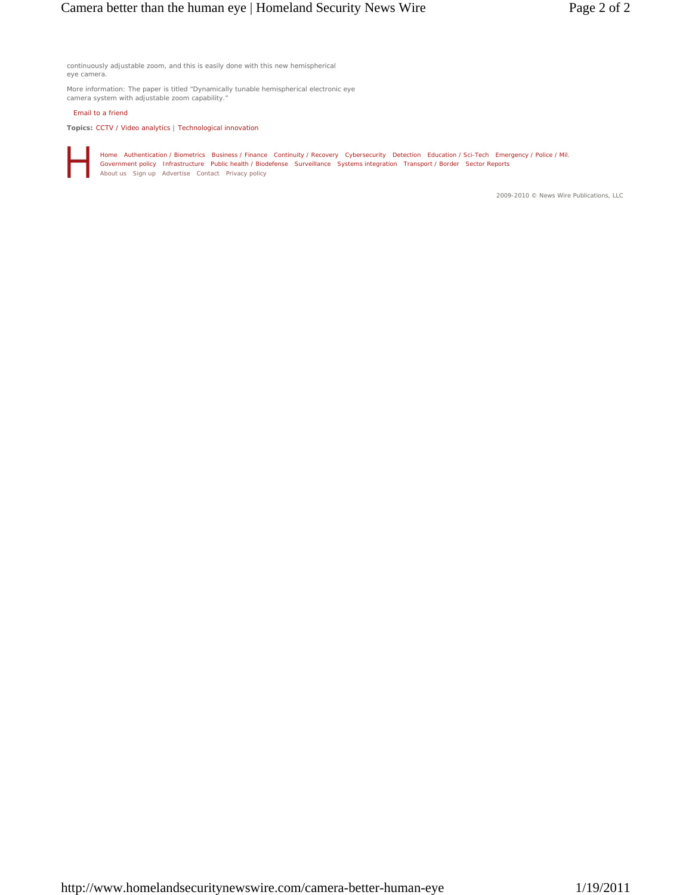continuously adjustable zoom, and this is easily done with this new hemispherical eye camera.

More information: The paper is titled "Dynamically tunable hemispherical electronic eye camera system with adjustable zoom capability."

Email to a friend

**Topics:** CCTV / Video analytics | Technological innovation

Home Authentication / Biometrics Business / Finance Continuity / Recovery Cybersecurity Detection Education / Sci-Tech Emergency / Police / Mil. Government policy Infrastructure Public health / Biodefense Surveillance Systems integration Transport / Border Sector Reports
About us Sign up Advertise Contact Privacy policy

2009-2010 © News Wire Publications, LLC